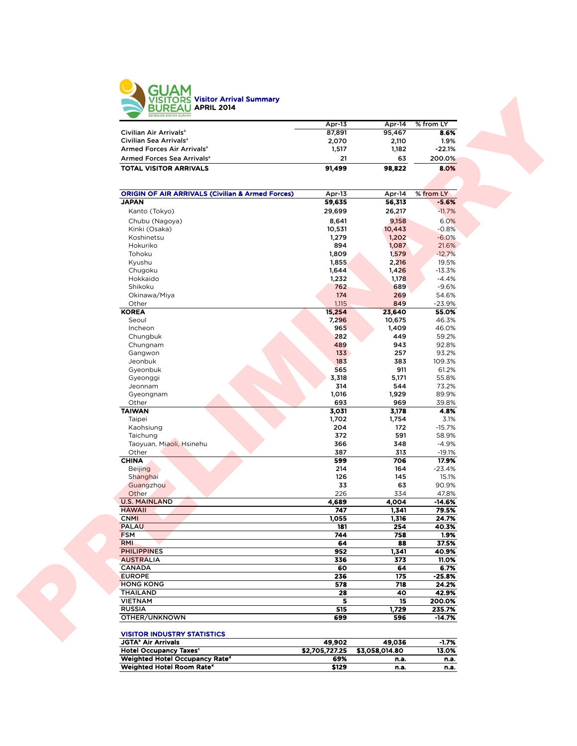# GUAM VISITORS BUREAU

SETBISION BISITAN GUAHAN

## Visitor Arrival Summary
## APRIL 2014

| | Apr-13 | Apr-14 | % from LY |
|---|---|---|---|
| Civilian Air Arrivals[a] | 87,891 | 95,467 | **8.6%** |
| Civilian Sea Arrivals[a] | 2,070 | 2,110 | 1.9% |
| Armed Forces Air Arrivals[a] | 1,517 | 1,182 | -22.1% |
| Armed Forces Sea Arrivals[a] | 21 | 63 | 200.0% |
| **TOTAL VISITOR ARRIVALS** | **91,499** | **98,822** | **8.0%** |

| ORIGIN OF AIR ARRIVALS (Civilian & Armed Forces) | Apr-13 | Apr-14 | % from LY |
|---|---|---|---|
| **JAPAN** | **59,635** | **56,313** | **-5.6%** |
| Kanto (Tokyo) | 29,699 | 26,217 | -11.7% |
| Chubu (Nagoya) | 8,641 | 9,158 | 6.0% |
| Kinki (Osaka) | 10,531 | 10,443 | -0.8% |
| Koshinetsu | 1,279 | 1,202 | -6.0% |
| Hokuriko | 894 | 1,087 | 21.6% |
| Tohoku | 1,809 | 1,579 | -12.7% |
| Kyushu | 1,855 | 2,216 | 19.5% |
| Chugoku | 1,644 | 1,426 | -13.3% |
| Hokkaido | 1,232 | 1,178 | -4.4% |
| Shikoku | 762 | 689 | -9.6% |
| Okinawa/Miya | 174 | 269 | 54.6% |
| Other | 1,115 | 849 | -23.9% |
| **KOREA** | **15,254** | **23,640** | **55.0%** |
| Seoul | 7,296 | 10,675 | 46.3% |
| Incheon | 965 | 1,409 | 46.0% |
| Chungbuk | 282 | 449 | 59.2% |
| Chungnam | 489 | 943 | 92.8% |
| Gangwon | 133 | 257 | 93.2% |
| Jeonbuk | 183 | 383 | 109.3% |
| Gyeonbuk | 565 | 911 | 61.2% |
| Gyeonggi | 3,318 | 5,171 | 55.8% |
| Jeonnam | 314 | 544 | 73.2% |
| Gyeongnam | 1,016 | 1,929 | 89.9% |
| Other | 693 | 969 | 39.8% |
| **TAIWAN** | **3,031** | **3,178** | **4.8%** |
| Taipei | 1,702 | 1,754 | 3.1% |
| Kaohsiung | 204 | 172 | -15.7% |
| Taichung | 372 | 591 | 58.9% |
| Taoyuan, Miaoli, Hsinehu | 366 | 348 | -4.9% |
| Other | 387 | 313 | -19.1% |
| **CHINA** | **599** | **706** | **17.9%** |
| Beijing | 214 | 164 | -23.4% |
| Shanghai | 126 | 145 | 15.1% |
| Guangzhou | 33 | 63 | 90.9% |
| Other | 226 | 334 | 47.8% |
| **U.S. MAINLAND** | **4,689** | **4,004** | **-14.6%** |
| **HAWAII** | **747** | **1,341** | **79.5%** |
| **CNMI** | **1,055** | **1,316** | **24.7%** |
| **PALAU** | **181** | **254** | **40.3%** |
| **FSM** | **744** | **758** | **1.9%** |
| **RMI** | **64** | **88** | **37.5%** |
| **PHILIPPINES** | **952** | **1,341** | **40.9%** |
| **AUSTRALIA** | **336** | **373** | **11.0%** |
| **CANADA** | **60** | **64** | **6.7%** |
| **EUROPE** | **236** | **175** | **-25.8%** |
| **HONG KONG** | **578** | **718** | **24.2%** |
| **THAILAND** | **28** | **40** | **42.9%** |
| **VIETNAM** | **5** | **15** | **200.0%** |
| **RUSSIA** | **515** | **1,729** | **235.7%** |
| **OTHER/UNKNOWN** | **699** | **596** | **-14.7%** |

| VISITOR INDUSTRY STATISTICS | | | |
|---|---|---|---|
| **JGTA[b] Air Arrivals** | **49,902** | **49,036** | **-1.7%** |
| **Hotel Occupancy Taxes[c]** | **$2,705,727.25** | **$3,058,014.80** | **13.0%** |
| **Weighted Hotel Occupancy Rate[d]** | **69%** | **n.a.** | **n.a.** |
| **Weighted Hotel Room Rate[d]** | **$129** | **n.a.** | **n.a.** |

PRELIMINARY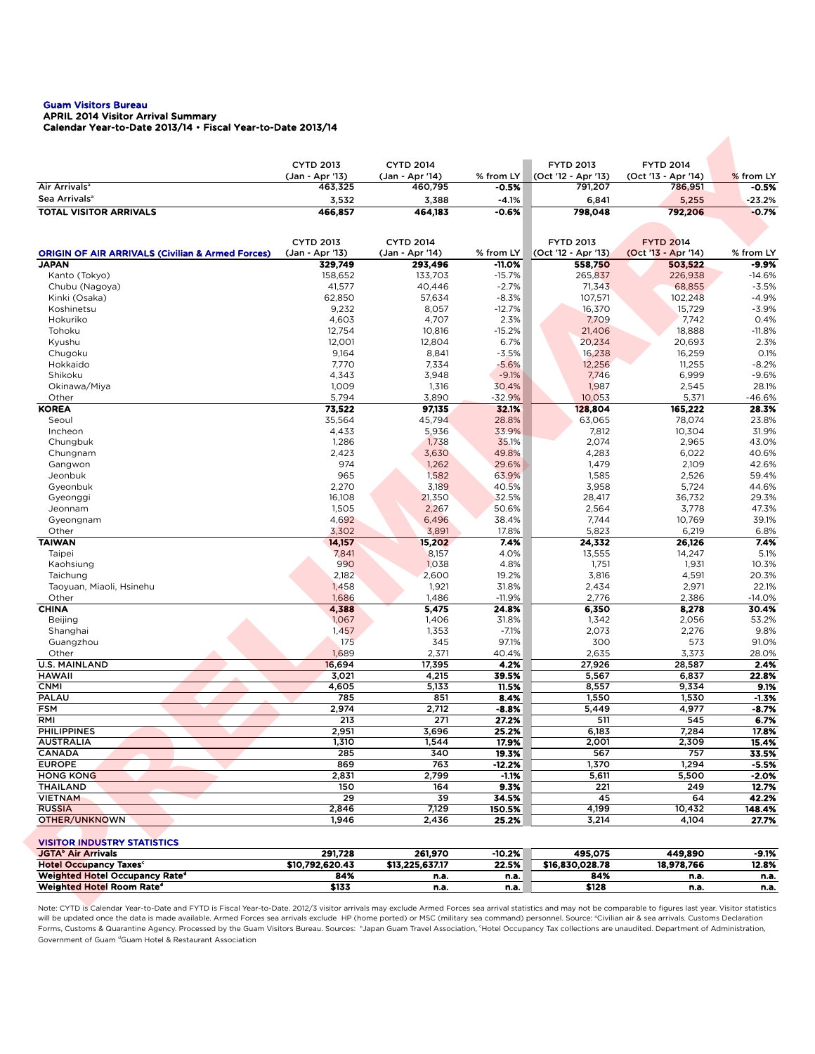**Guam Visitors Bureau**
**APRIL 2014 Visitor Arrival Summary**
**Calendar Year-to-Date 2013/14 • Fiscal Year-to-Date 2013/14**

| | CYTD 2013 (Jan - Apr '13) | CYTD 2014 (Jan - Apr '14) | % from LY | FYTD 2013 (Oct '12 - Apr '13) | FYTD 2014 (Oct '13 - Apr '14) | % from LY |
|---|---|---|---|---|---|---|
| Air Arrivals[a] | 463,325 | 460,795 | -0.5% | 791,207 | 786,951 | -0.5% |
| Sea Arrivals[a] | 3,532 | 3,388 | -4.1% | 6,841 | 5,255 | -23.2% |
| **TOTAL VISITOR ARRIVALS** | **466,857** | **464,183** | **-0.6%** | **798,048** | **792,206** | **-0.7%** |

| ORIGIN OF AIR ARRIVALS (Civilian & Armed Forces) | CYTD 2013 (Jan - Apr '13) | CYTD 2014 (Jan - Apr '14) | % from LY | FYTD 2013 (Oct '12 - Apr '13) | FYTD 2014 (Oct '13 - Apr '14) | % from LY |
|---|---|---|---|---|---|---|
| **JAPAN** | **329,749** | **293,496** | **-11.0%** | **558,750** | **503,522** | **-9.9%** |
| Kanto (Tokyo) | 158,652 | 133,703 | -15.7% | 265,837 | 226,938 | -14.6% |
| Chubu (Nagoya) | 41,577 | 40,446 | -2.7% | 71,343 | 68,855 | -3.5% |
| Kinki (Osaka) | 62,850 | 57,634 | -8.3% | 107,571 | 102,248 | -4.9% |
| Koshinetsu | 9,232 | 8,057 | -12.7% | 16,370 | 15,729 | -3.9% |
| Hokuriko | 4,603 | 4,707 | 2.3% | 7,709 | 7,742 | 0.4% |
| Tohoku | 12,754 | 10,816 | -15.2% | 21,406 | 18,888 | -11.8% |
| Kyushu | 12,001 | 12,804 | 6.7% | 20,234 | 20,693 | 2.3% |
| Chugoku | 9,164 | 8,841 | -3.5% | 16,238 | 16,259 | 0.1% |
| Hokkaido | 7,770 | 7,334 | -5.6% | 12,256 | 11,255 | -8.2% |
| Shikoku | 4,343 | 3,948 | -9.1% | 7,746 | 6,999 | -9.6% |
| Okinawa/Miya | 1,009 | 1,316 | 30.4% | 1,987 | 2,545 | 28.1% |
| Other | 5,794 | 3,890 | -32.9% | 10,053 | 5,371 | -46.6% |
| **KOREA** | **73,522** | **97,135** | **32.1%** | **128,804** | **165,222** | **28.3%** |
| Seoul | 35,564 | 45,794 | 28.8% | 63,065 | 78,074 | 23.8% |
| Incheon | 4,433 | 5,936 | 33.9% | 7,812 | 10,304 | 31.9% |
| Chungbuk | 1,286 | 1,738 | 35.1% | 2,074 | 2,965 | 43.0% |
| Chungnam | 2,423 | 3,630 | 49.8% | 4,283 | 6,022 | 40.6% |
| Gangwon | 974 | 1,262 | 29.6% | 1,479 | 2,109 | 42.6% |
| Jeonbuk | 965 | 1,582 | 63.9% | 1,585 | 2,526 | 59.4% |
| Gyeonbuk | 2,270 | 3,189 | 40.5% | 3,958 | 5,724 | 44.6% |
| Gyeonggi | 16,108 | 21,350 | 32.5% | 28,417 | 36,732 | 29.3% |
| Jeonnam | 1,505 | 2,267 | 50.6% | 2,564 | 3,778 | 47.3% |
| Gyeongnam | 4,692 | 6,496 | 38.4% | 7,744 | 10,769 | 39.1% |
| Other | 3,302 | 3,891 | 17.8% | 5,823 | 6,219 | 6.8% |
| **TAIWAN** | **14,157** | **15,202** | **7.4%** | **24,332** | **26,126** | **7.4%** |
| Taipei | 7,841 | 8,157 | 4.0% | 13,555 | 14,247 | 5.1% |
| Kaohsiung | 990 | 1,038 | 4.8% | 1,751 | 1,931 | 10.3% |
| Taichung | 2,182 | 2,600 | 19.2% | 3,816 | 4,591 | 20.3% |
| Taoyuan, Miaoli, Hsinehu | 1,458 | 1,921 | 31.8% | 2,434 | 2,971 | 22.1% |
| Other | 1,686 | 1,486 | -11.9% | 2,776 | 2,386 | -14.0% |
| **CHINA** | **4,388** | **5,475** | **24.8%** | **6,350** | **8,278** | **30.4%** |
| Beijing | 1,067 | 1,406 | 31.8% | 1,342 | 2,056 | 53.2% |
| Shanghai | 1,457 | 1,353 | -7.1% | 2,073 | 2,276 | 9.8% |
| Guangzhou | 175 | 345 | 97.1% | 300 | 573 | 91.0% |
| Other | 1,689 | 2,371 | 40.4% | 2,635 | 3,373 | 28.0% |
| **U.S. MAINLAND** | 16,694 | 17,395 | **4.2%** | 27,926 | 28,587 | **2.4%** |
| **HAWAII** | 3,021 | 4,215 | **39.5%** | 5,567 | 6,837 | **22.8%** |
| **CNMI** | 4,605 | 5,133 | **11.5%** | 8,557 | 9,334 | **9.1%** |
| **PALAU** | 785 | 851 | **8.4%** | 1,550 | 1,530 | **-1.3%** |
| **FSM** | 2,974 | 2,712 | **-8.8%** | 5,449 | 4,977 | **-8.7%** |
| **RMI** | 213 | 271 | **27.2%** | 511 | 545 | **6.7%** |
| **PHILIPPINES** | 2,951 | 3,696 | **25.2%** | 6,183 | 7,284 | **17.8%** |
| **AUSTRALIA** | 1,310 | 1,544 | **17.9%** | 2,001 | 2,309 | **15.4%** |
| **CANADA** | 285 | 340 | **19.3%** | 567 | 757 | **33.5%** |
| **EUROPE** | 869 | 763 | **-12.2%** | 1,370 | 1,294 | **-5.5%** |
| **HONG KONG** | 2,831 | 2,799 | **-1.1%** | 5,611 | 5,500 | **-2.0%** |
| **THAILAND** | 150 | 164 | **9.3%** | 221 | 249 | **12.7%** |
| **VIETNAM** | 29 | 39 | **34.5%** | 45 | 64 | **42.2%** |
| **RUSSIA** | 2,846 | 7,129 | **150.5%** | 4,199 | 10,432 | **148.4%** |
| **OTHER/UNKNOWN** | 1,946 | 2,436 | **25.2%** | 3,214 | 4,104 | **27.7%** |

| VISITOR INDUSTRY STATISTICS | CYTD 2013 | CYTD 2014 | % from LY | FYTD 2013 | FYTD 2014 | % from LY |
|---|---|---|---|---|---|---|
| **JGTA[b] Air Arrivals** | **291,728** | **261,970** | **-10.2%** | **495,075** | **449,890** | **-9.1%** |
| **Hotel Occupancy Taxes[c]** | **$10,792,620.43** | **$13,225,637.17** | **22.5%** | **$16,830,028.78** | **18,978,766** | **12.8%** |
| **Weighted Hotel Occupancy Rate[d]** | **84%** | **n.a.** | **n.a.** | **84%** | **n.a.** | **n.a.** |
| **Weighted Hotel Room Rate[d]** | **$133** | **n.a.** | **n.a.** | **$128** | **n.a.** | **n.a.** |

Note: CYTD is Calendar Year-to-Date and FYTD is Fiscal Year-to-Date. 2012/3 visitor arrivals may exclude Armed Forces sea arrival statistics and may not be comparable to figures last year. Visitor statistics will be updated once the data is made available. Armed Forces sea arrivals exclude HP (home ported) or MSC (military sea command) personnel. Source: [a]Civilian air & sea arrivals. Customs Declaration Forms, Customs & Quarantine Agency. Processed by the Guam Visitors Bureau. Sources: [b]Japan Guam Travel Association, [c]Hotel Occupancy Tax collections are unaudited. Department of Administration, Government of Guam [d]Guam Hotel & Restaurant Association

PRELIMINARY